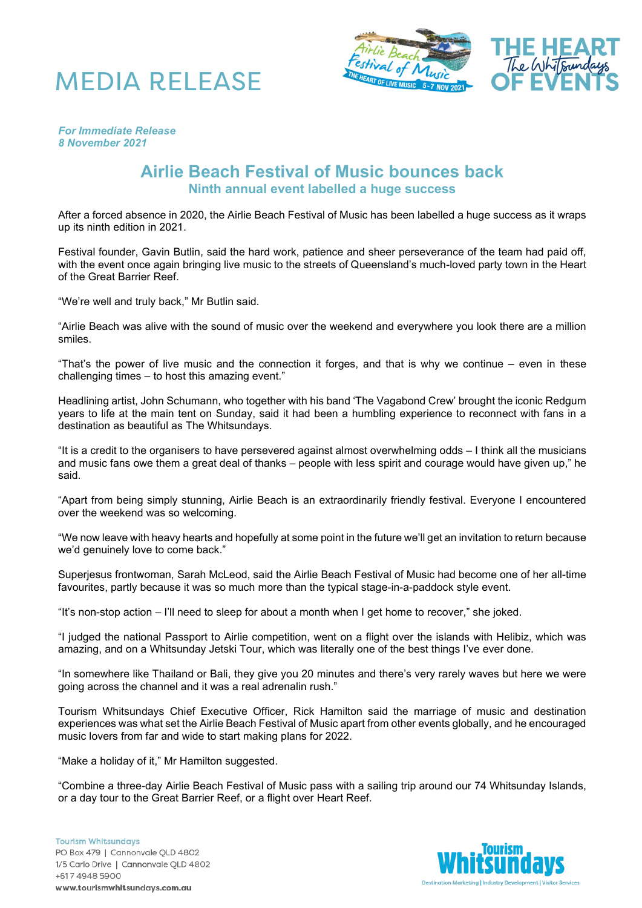# MEDIA RELEASE

*For Immediate Release*
*8 November 2021*

## Airlie Beach Festival of Music bounces back

### Ninth annual event labelled a huge success

After a forced absence in 2020, the Airlie Beach Festival of Music has been labelled a huge success as it wraps up its ninth edition in 2021.

Festival founder, Gavin Butlin, said the hard work, patience and sheer perseverance of the team had paid off, with the event once again bringing live music to the streets of Queensland's much-loved party town in the Heart of the Great Barrier Reef.

"We're well and truly back," Mr Butlin said.

"Airlie Beach was alive with the sound of music over the weekend and everywhere you look there are a million smiles.

"That's the power of live music and the connection it forges, and that is why we continue – even in these challenging times – to host this amazing event."

Headlining artist, John Schumann, who together with his band 'The Vagabond Crew' brought the iconic Redgum years to life at the main tent on Sunday, said it had been a humbling experience to reconnect with fans in a destination as beautiful as The Whitsundays.

"It is a credit to the organisers to have persevered against almost overwhelming odds – I think all the musicians and music fans owe them a great deal of thanks – people with less spirit and courage would have given up," he said.

"Apart from being simply stunning, Airlie Beach is an extraordinarily friendly festival. Everyone I encountered over the weekend was so welcoming.

"We now leave with heavy hearts and hopefully at some point in the future we'll get an invitation to return because we'd genuinely love to come back."

Superjesus frontwoman, Sarah McLeod, said the Airlie Beach Festival of Music had become one of her all-time favourites, partly because it was so much more than the typical stage-in-a-paddock style event.

"It's non-stop action – I'll need to sleep for about a month when I get home to recover," she joked.

"I judged the national Passport to Airlie competition, went on a flight over the islands with Helibiz, which was amazing, and on a Whitsunday Jetski Tour, which was literally one of the best things I've ever done.

"In somewhere like Thailand or Bali, they give you 20 minutes and there's very rarely waves but here we were going across the channel and it was a real adrenalin rush."

Tourism Whitsundays Chief Executive Officer, Rick Hamilton said the marriage of music and destination experiences was what set the Airlie Beach Festival of Music apart from other events globally, and he encouraged music lovers from far and wide to start making plans for 2022.

"Make a holiday of it," Mr Hamilton suggested.

"Combine a three-day Airlie Beach Festival of Music pass with a sailing trip around our 74 Whitsunday Islands, or a day tour to the Great Barrier Reef, or a flight over Heart Reef.

Tourism Whitsundays
PO Box 479 | Cannonvale QLD 4802
1/5 Carlo Drive | Cannonvale QLD 4802
+617 4948 5900
**www.tourismwhitsundays.com.au**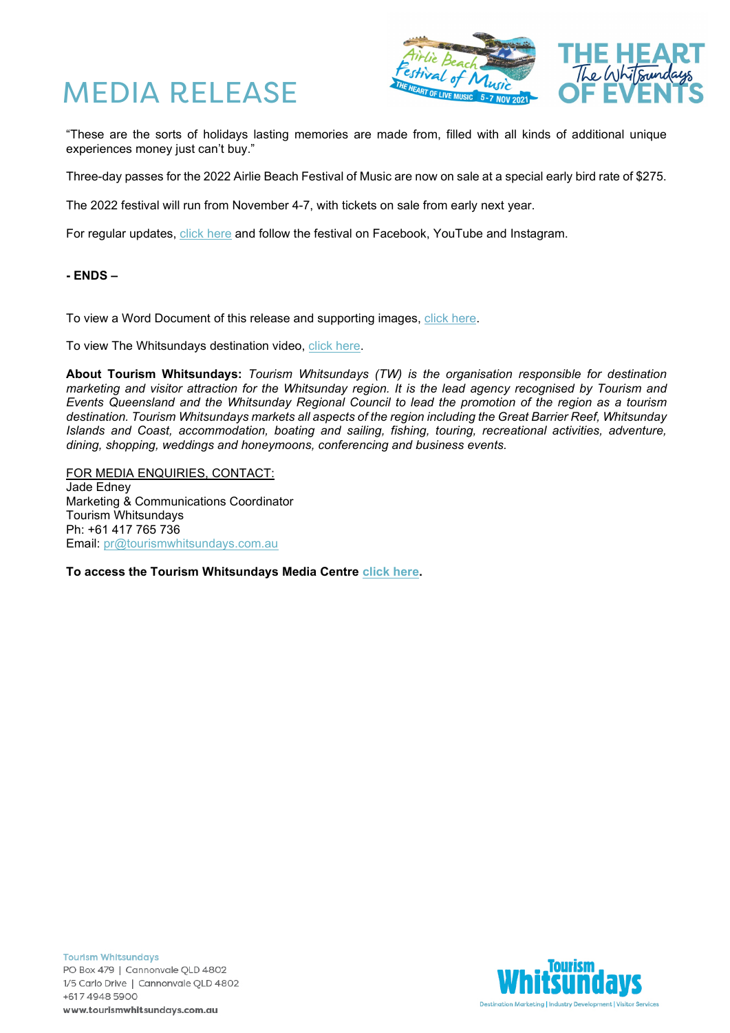"These are the sorts of holidays lasting memories are made from, filled with all kinds of additional unique experiences money just can't buy."

Three-day passes for the 2022 Airlie Beach Festival of Music are now on sale at a special early bird rate of $275.

The 2022 festival will run from November 4-7, with tickets on sale from early next year.

For regular updates, click here and follow the festival on Facebook, YouTube and Instagram.

**- ENDS –**

To view a Word Document of this release and supporting images, click here.

To view The Whitsundays destination video, click here.

**About Tourism Whitsundays:** *Tourism Whitsundays (TW) is the organisation responsible for destination marketing and visitor attraction for the Whitsunday region. It is the lead agency recognised by Tourism and Events Queensland and the Whitsunday Regional Council to lead the promotion of the region as a tourism destination. Tourism Whitsundays markets all aspects of the region including the Great Barrier Reef, Whitsunday Islands and Coast, accommodation, boating and sailing, fishing, touring, recreational activities, adventure, dining, shopping, weddings and honeymoons, conferencing and business events.*

FOR MEDIA ENQUIRIES, CONTACT:
Jade Edney
Marketing & Communications Coordinator
Tourism Whitsundays
Ph: +61 417 765 736
Email: pr@tourismwhitsundays.com.au

**To access the Tourism Whitsundays Media Centre click here.**